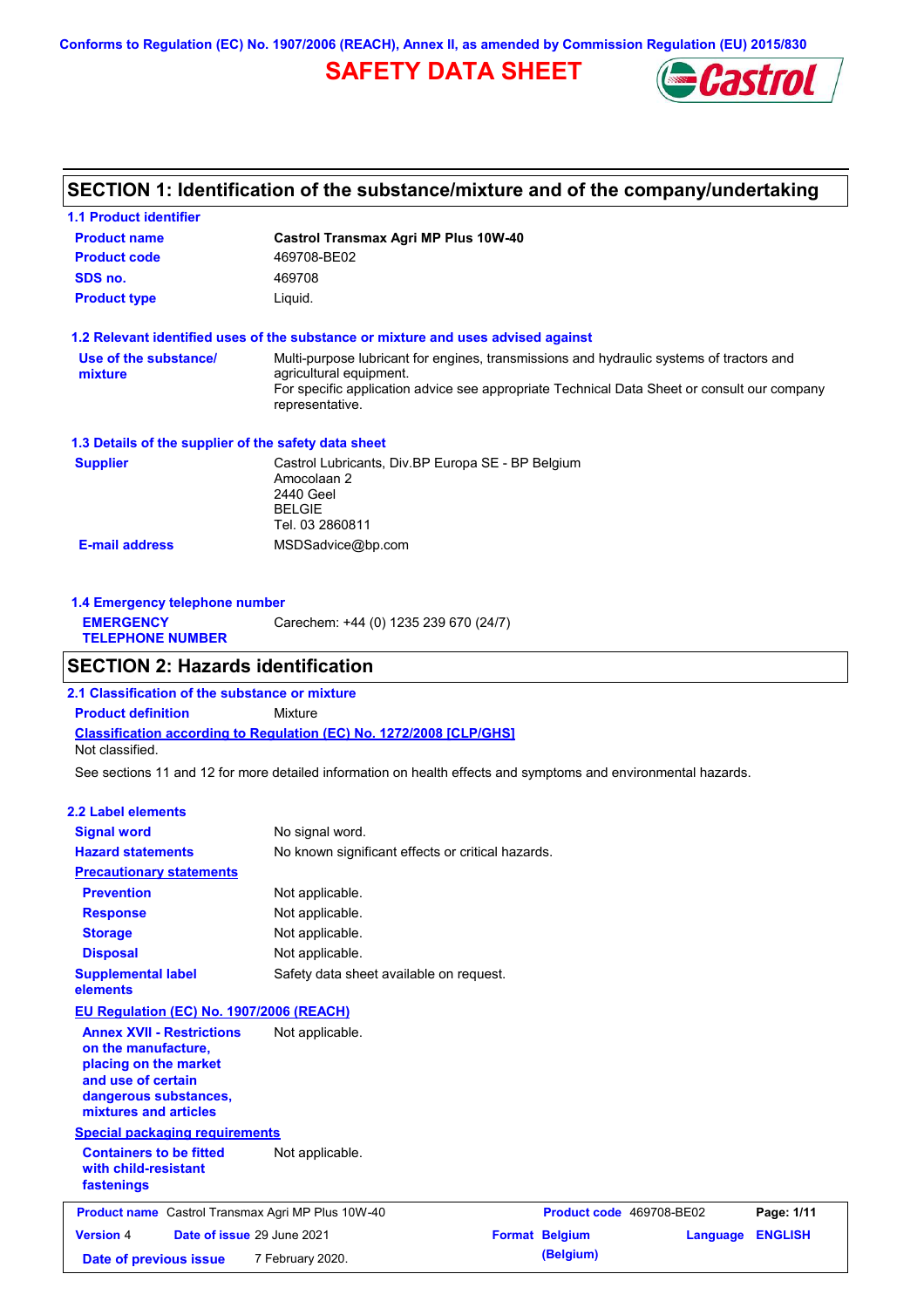Conforms to Regulation (EC) No. 1907/2006 (REACH), Annex II, as amended by Commission Regulation (EU) 2015/830

# SAFETY DATA SHEET

## SECTION 1: Identification of the substance/mixture and of the company/undertaking

### 1.1 Product identifier

| | |
|---|---|
| **Product name** | **Castrol Transmax Agri MP Plus 10W-40** |
| **Product code** | 469708-BE02 |
| **SDS no.** | 469708 |
| **Product type** | Liquid. |

### 1.2 Relevant identified uses of the substance or mixture and uses advised against

**Use of the substance/ mixture**: Multi-purpose lubricant for engines, transmissions and hydraulic systems of tractors and agricultural equipment.
For specific application advice see appropriate Technical Data Sheet or consult our company representative.

### 1.3 Details of the supplier of the safety data sheet

**Supplier**: Castrol Lubricants, Div.BP Europa SE - BP Belgium
Amocolaan 2
2440 Geel
BELGIE
Tel. 03 2860811

**E-mail address**: MSDSadvice@bp.com

### 1.4 Emergency telephone number

**EMERGENCY TELEPHONE NUMBER**: Carechem: +44 (0) 1235 239 670 (24/7)

## SECTION 2: Hazards identification

### 2.1 Classification of the substance or mixture

**Product definition**: Mixture

**Classification according to Regulation (EC) No. 1272/2008 [CLP/GHS]**

Not classified.

See sections 11 and 12 for more detailed information on health effects and symptoms and environmental hazards.

### 2.2 Label elements

| | |
|---|---|
| **Signal word** | No signal word. |
| **Hazard statements** | No known significant effects or critical hazards. |

**Precautionary statements**

| | |
|---|---|
| **Prevention** | Not applicable. |
| **Response** | Not applicable. |
| **Storage** | Not applicable. |
| **Disposal** | Not applicable. |
| **Supplemental label elements** | Safety data sheet available on request. |

**EU Regulation (EC) No. 1907/2006 (REACH)**

**Annex XVII - Restrictions on the manufacture, placing on the market and use of certain dangerous substances, mixtures and articles**: Not applicable.

**Special packaging requirements**

**Containers to be fitted with child-resistant fastenings**: Not applicable.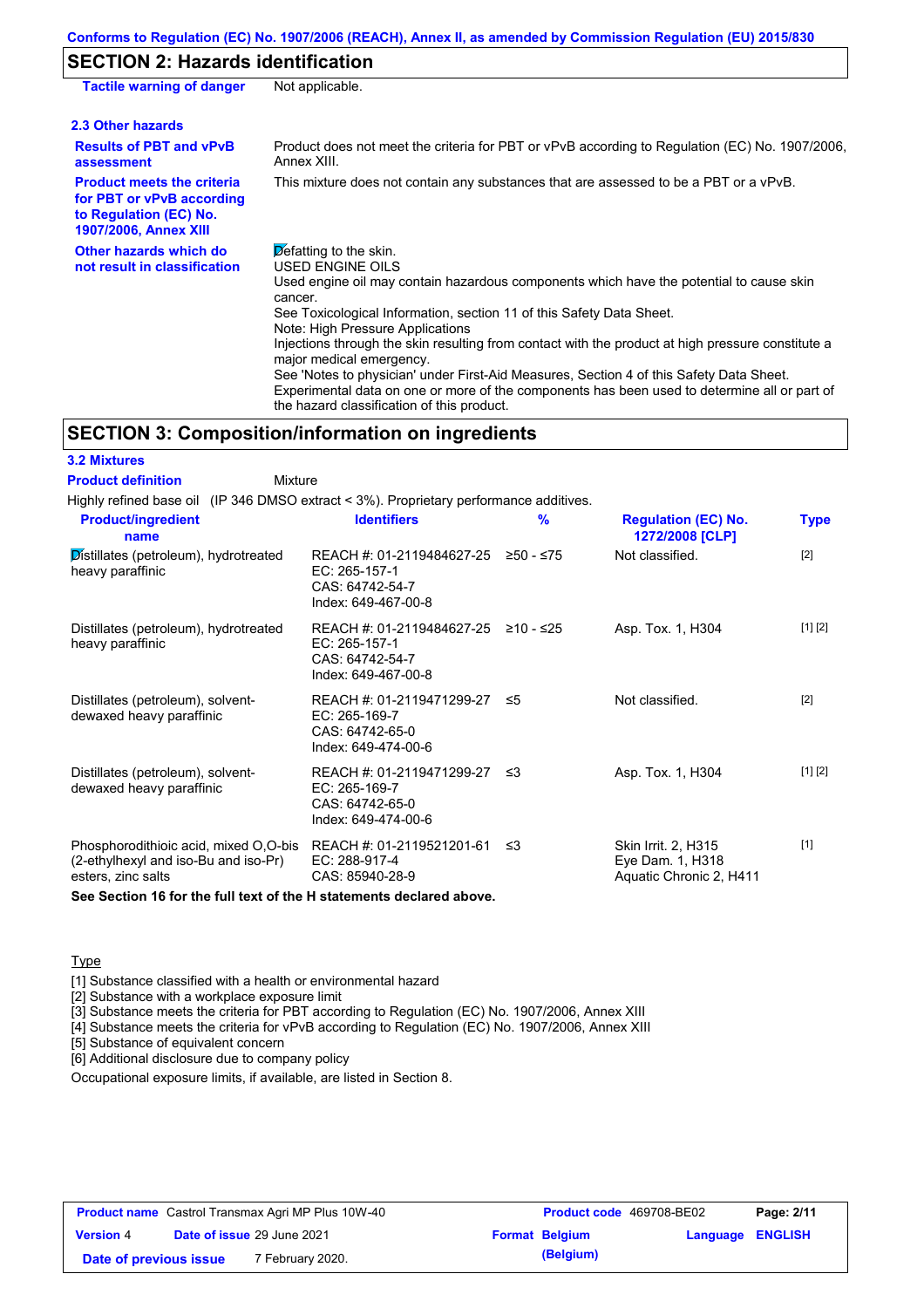## SECTION 2: Hazards identification

**Tactile warning of danger** Not applicable.

### 2.3 Other hazards

**Results of PBT and vPvB assessment** Product does not meet the criteria for PBT or vPvB according to Regulation (EC) No. 1907/2006, Annex XIII.

**Product meets the criteria for PBT or vPvB according to Regulation (EC) No. 1907/2006, Annex XIII** This mixture does not contain any substances that are assessed to be a PBT or a vPvB.

**Other hazards which do not result in classification** Defatting to the skin.
USED ENGINE OILS
Used engine oil may contain hazardous components which have the potential to cause skin cancer.
See Toxicological Information, section 11 of this Safety Data Sheet.
Note: High Pressure Applications
Injections through the skin resulting from contact with the product at high pressure constitute a major medical emergency.
See 'Notes to physician' under First-Aid Measures, Section 4 of this Safety Data Sheet.
Experimental data on one or more of the components has been used to determine all or part of the hazard classification of this product.

## SECTION 3: Composition/information on ingredients

### 3.2 Mixtures

**Product definition** Mixture

Highly refined base oil (IP 346 DMSO extract < 3%). Proprietary performance additives.

| Product/ingredient name | Identifiers | % | Regulation (EC) No. 1272/2008 [CLP] | Type |
|---|---|---|---|---|
| Distillates (petroleum), hydrotreated heavy paraffinic | REACH #: 01-2119484627-25<br>EC: 265-157-1<br>CAS: 64742-54-7<br>Index: 649-467-00-8 | ≥50 - ≤75 | Not classified. | [2] |
| Distillates (petroleum), hydrotreated heavy paraffinic | REACH #: 01-2119484627-25<br>EC: 265-157-1<br>CAS: 64742-54-7<br>Index: 649-467-00-8 | ≥10 - ≤25 | Asp. Tox. 1, H304 | [1] [2] |
| Distillates (petroleum), solvent-dewaxed heavy paraffinic | REACH #: 01-2119471299-27<br>EC: 265-169-7<br>CAS: 64742-65-0<br>Index: 649-474-00-6 | ≤5 | Not classified. | [2] |
| Distillates (petroleum), solvent-dewaxed heavy paraffinic | REACH #: 01-2119471299-27<br>EC: 265-169-7<br>CAS: 64742-65-0<br>Index: 649-474-00-6 | ≤3 | Asp. Tox. 1, H304 | [1] [2] |
| Phosphorodithioic acid, mixed O,O-bis (2-ethylhexyl and iso-Bu and iso-Pr) esters, zinc salts | REACH #: 01-2119521201-61<br>EC: 288-917-4<br>CAS: 85940-28-9 | ≤3 | Skin Irrit. 2, H315<br>Eye Dam. 1, H318<br>Aquatic Chronic 2, H411 | [1] |

**See Section 16 for the full text of the H statements declared above.**

Type

[1] Substance classified with a health or environmental hazard
[2] Substance with a workplace exposure limit
[3] Substance meets the criteria for PBT according to Regulation (EC) No. 1907/2006, Annex XIII
[4] Substance meets the criteria for vPvB according to Regulation (EC) No. 1907/2006, Annex XIII
[5] Substance of equivalent concern
[6] Additional disclosure due to company policy

Occupational exposure limits, if available, are listed in Section 8.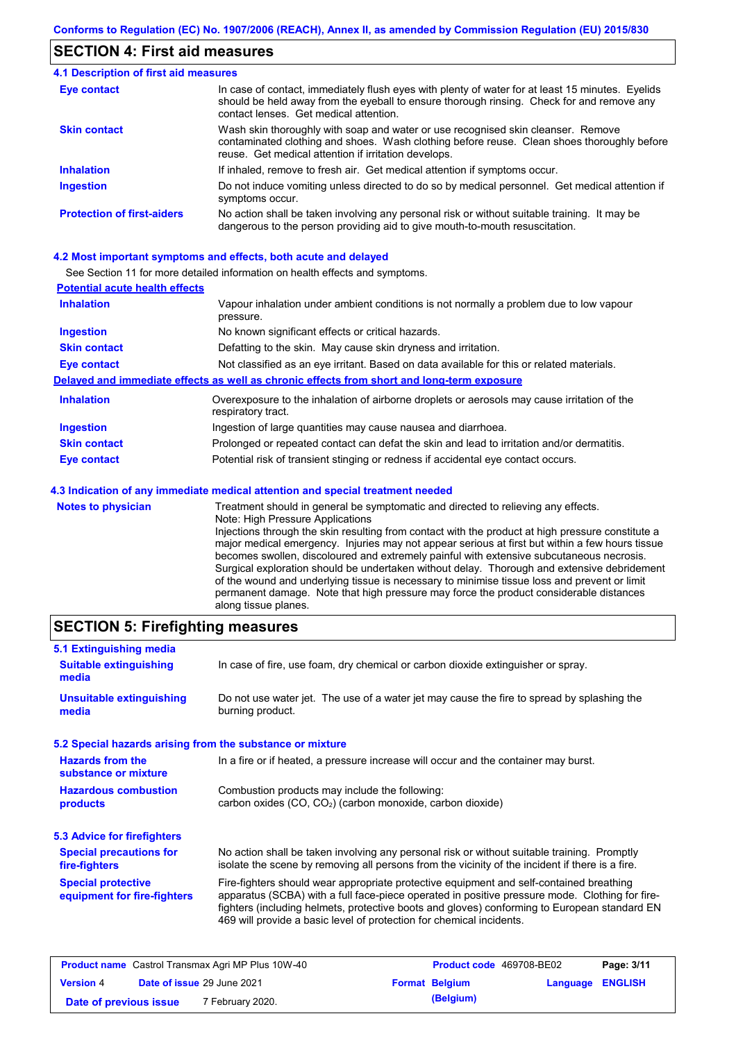## SECTION 4: First aid measures

### 4.1 Description of first aid measures

| | |
|---|---|
| **Eye contact** | In case of contact, immediately flush eyes with plenty of water for at least 15 minutes. Eyelids should be held away from the eyeball to ensure thorough rinsing. Check for and remove any contact lenses. Get medical attention. |
| **Skin contact** | Wash skin thoroughly with soap and water or use recognised skin cleanser. Remove contaminated clothing and shoes. Wash clothing before reuse. Clean shoes thoroughly before reuse. Get medical attention if irritation develops. |
| **Inhalation** | If inhaled, remove to fresh air. Get medical attention if symptoms occur. |
| **Ingestion** | Do not induce vomiting unless directed to do so by medical personnel. Get medical attention if symptoms occur. |
| **Protection of first-aiders** | No action shall be taken involving any personal risk or without suitable training. It may be dangerous to the person providing aid to give mouth-to-mouth resuscitation. |

### 4.2 Most important symptoms and effects, both acute and delayed

See Section 11 for more detailed information on health effects and symptoms.

**Potential acute health effects**

| | |
|---|---|
| **Inhalation** | Vapour inhalation under ambient conditions is not normally a problem due to low vapour pressure. |
| **Ingestion** | No known significant effects or critical hazards. |
| **Skin contact** | Defatting to the skin. May cause skin dryness and irritation. |
| **Eye contact** | Not classified as an eye irritant. Based on data available for this or related materials. |

**Delayed and immediate effects as well as chronic effects from short and long-term exposure**

| | |
|---|---|
| **Inhalation** | Overexposure to the inhalation of airborne droplets or aerosols may cause irritation of the respiratory tract. |
| **Ingestion** | Ingestion of large quantities may cause nausea and diarrhoea. |
| **Skin contact** | Prolonged or repeated contact can defat the skin and lead to irritation and/or dermatitis. |
| **Eye contact** | Potential risk of transient stinging or redness if accidental eye contact occurs. |

### 4.3 Indication of any immediate medical attention and special treatment needed

| | |
|---|---|
| **Notes to physician** | Treatment should in general be symptomatic and directed to relieving any effects. Note: High Pressure Applications Injections through the skin resulting from contact with the product at high pressure constitute a major medical emergency. Injuries may not appear serious at first but within a few hours tissue becomes swollen, discoloured and extremely painful with extensive subcutaneous necrosis. Surgical exploration should be undertaken without delay. Thorough and extensive debridement of the wound and underlying tissue is necessary to minimise tissue loss and prevent or limit permanent damage. Note that high pressure may force the product considerable distances along tissue planes. |

## SECTION 5: Firefighting measures

### 5.1 Extinguishing media

| | |
|---|---|
| **Suitable extinguishing media** | In case of fire, use foam, dry chemical or carbon dioxide extinguisher or spray. |
| **Unsuitable extinguishing media** | Do not use water jet. The use of a water jet may cause the fire to spread by splashing the burning product. |

### 5.2 Special hazards arising from the substance or mixture

| | |
|---|---|
| **Hazards from the substance or mixture** | In a fire or if heated, a pressure increase will occur and the container may burst. |
| **Hazardous combustion products** | Combustion products may include the following: carbon oxides (CO, $CO_2$) (carbon monoxide, carbon dioxide) |

### 5.3 Advice for firefighters

| | |
|---|---|
| **Special precautions for fire-fighters** | No action shall be taken involving any personal risk or without suitable training. Promptly isolate the scene by removing all persons from the vicinity of the incident if there is a fire. |
| **Special protective equipment for fire-fighters** | Fire-fighters should wear appropriate protective equipment and self-contained breathing apparatus (SCBA) with a full face-piece operated in positive pressure mode. Clothing for fire-fighters (including helmets, protective boots and gloves) conforming to European standard EN 469 will provide a basic level of protection for chemical incidents. |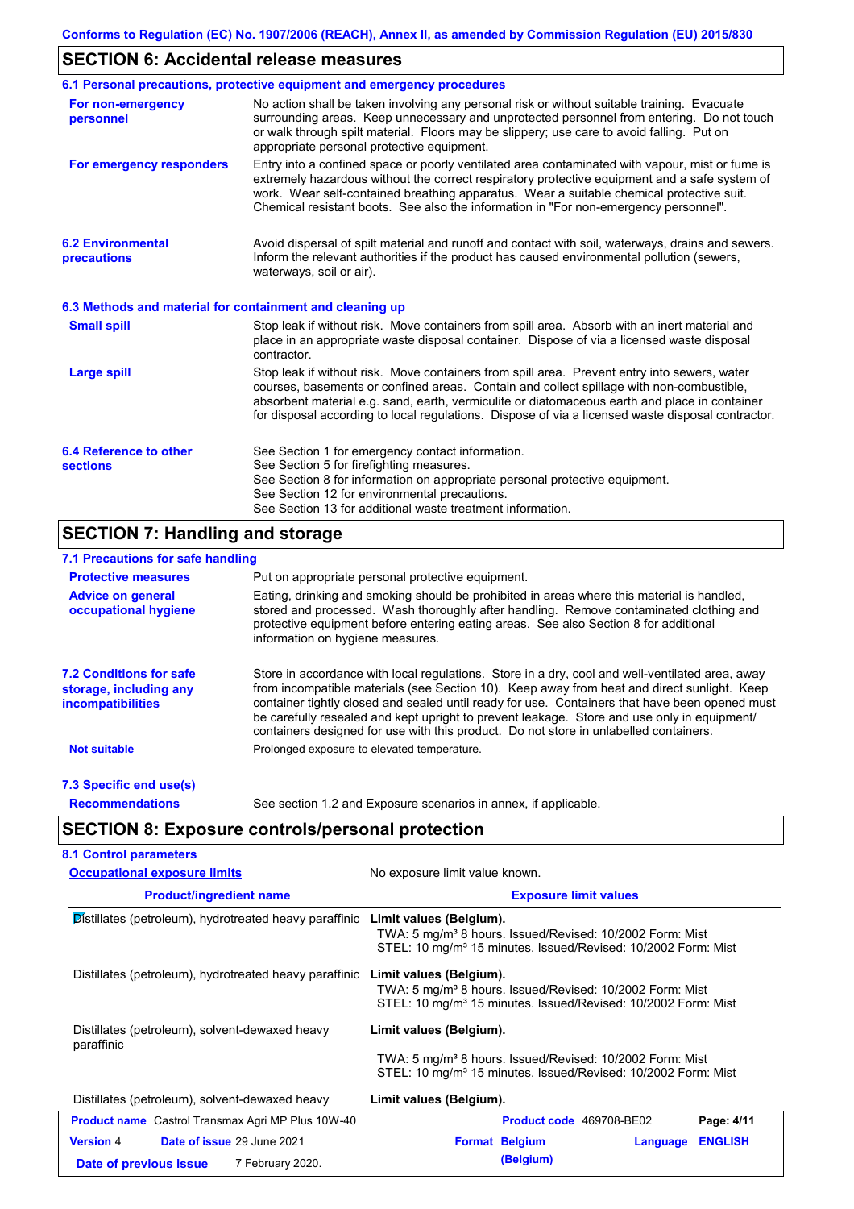Conforms to Regulation (EC) No. 1907/2006 (REACH), Annex II, as amended by Commission Regulation (EU) 2015/830

## SECTION 6: Accidental release measures

### 6.1 Personal precautions, protective equipment and emergency procedures

**For non-emergency personnel**

No action shall be taken involving any personal risk or without suitable training. Evacuate surrounding areas. Keep unnecessary and unprotected personnel from entering. Do not touch or walk through spilt material. Floors may be slippery; use care to avoid falling. Put on appropriate personal protective equipment.

**For emergency responders**

Entry into a confined space or poorly ventilated area contaminated with vapour, mist or fume is extremely hazardous without the correct respiratory protective equipment and a safe system of work. Wear self-contained breathing apparatus. Wear a suitable chemical protective suit. Chemical resistant boots. See also the information in "For non-emergency personnel".

### 6.2 Environmental precautions

Avoid dispersal of spilt material and runoff and contact with soil, waterways, drains and sewers. Inform the relevant authorities if the product has caused environmental pollution (sewers, waterways, soil or air).

### 6.3 Methods and material for containment and cleaning up

**Small spill**

Stop leak if without risk. Move containers from spill area. Absorb with an inert material and place in an appropriate waste disposal container. Dispose of via a licensed waste disposal contractor.

**Large spill**

Stop leak if without risk. Move containers from spill area. Prevent entry into sewers, water courses, basements or confined areas. Contain and collect spillage with non-combustible, absorbent material e.g. sand, earth, vermiculite or diatomaceous earth and place in container for disposal according to local regulations. Dispose of via a licensed waste disposal contractor.

### 6.4 Reference to other sections

See Section 1 for emergency contact information.
See Section 5 for firefighting measures.
See Section 8 for information on appropriate personal protective equipment.
See Section 12 for environmental precautions.
See Section 13 for additional waste treatment information.

## SECTION 7: Handling and storage

### 7.1 Precautions for safe handling

**Protective measures**

Put on appropriate personal protective equipment.

**Advice on general occupational hygiene**

Eating, drinking and smoking should be prohibited in areas where this material is handled, stored and processed. Wash thoroughly after handling. Remove contaminated clothing and protective equipment before entering eating areas. See also Section 8 for additional information on hygiene measures.

### 7.2 Conditions for safe storage, including any incompatibilities

Store in accordance with local regulations. Store in a dry, cool and well-ventilated area, away from incompatible materials (see Section 10). Keep away from heat and direct sunlight. Keep container tightly closed and sealed until ready for use. Containers that have been opened must be carefully resealed and kept upright to prevent leakage. Store and use only in equipment/ containers designed for use with this product. Do not store in unlabelled containers.

**Not suitable**

Prolonged exposure to elevated temperature.

### 7.3 Specific end use(s)

**Recommendations**

See section 1.2 and Exposure scenarios in annex, if applicable.

## SECTION 8: Exposure controls/personal protection

### 8.1 Control parameters

**Occupational exposure limits**

No exposure limit value known.

| Product/ingredient name | Exposure limit values |
|---|---|
| Distillates (petroleum), hydrotreated heavy paraffinic | **Limit values (Belgium).**<br>TWA: 5 mg/m³ 8 hours. Issued/Revised: 10/2002 Form: Mist<br>STEL: 10 mg/m³ 15 minutes. Issued/Revised: 10/2002 Form: Mist |
| Distillates (petroleum), hydrotreated heavy paraffinic | **Limit values (Belgium).**<br>TWA: 5 mg/m³ 8 hours. Issued/Revised: 10/2002 Form: Mist<br>STEL: 10 mg/m³ 15 minutes. Issued/Revised: 10/2002 Form: Mist |
| Distillates (petroleum), solvent-dewaxed heavy paraffinic | **Limit values (Belgium).**<br>TWA: 5 mg/m³ 8 hours. Issued/Revised: 10/2002 Form: Mist<br>STEL: 10 mg/m³ 15 minutes. Issued/Revised: 10/2002 Form: Mist |
| Distillates (petroleum), solvent-dewaxed heavy | **Limit values (Belgium).** |

| **Product name** Castrol Transmax Agri MP Plus 10W-40 | **Product code** 469708-BE02 | **Page:** 4/11 |
|---|---|---|
| **Version** 4 **Date of issue** 29 June 2021 | **Format** Belgium (Belgium) | **Language** ENGLISH |
| **Date of previous issue** 7 February 2020. | | |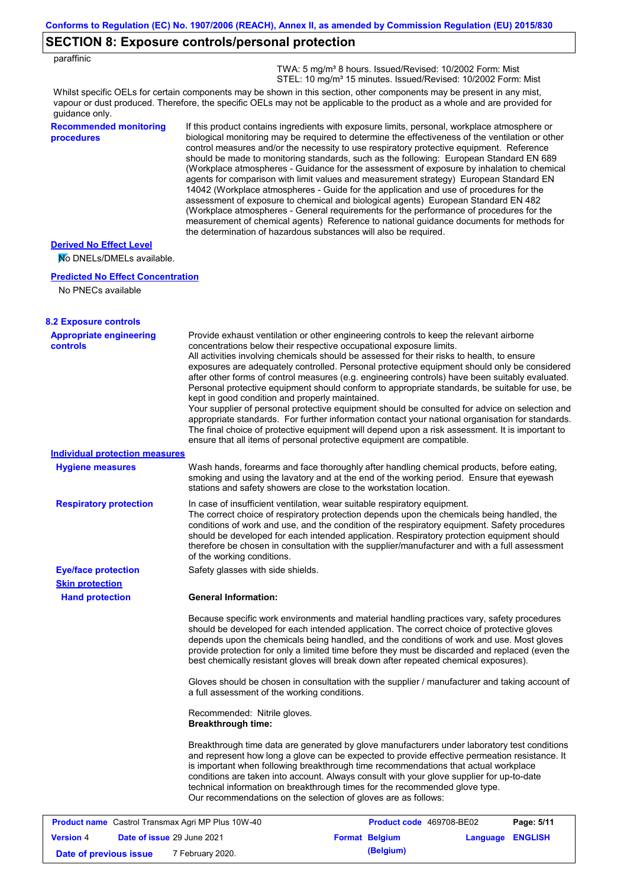## SECTION 8: Exposure controls/personal protection

paraffinic

TWA: 5 mg/m³ 8 hours. Issued/Revised: 10/2002 Form: Mist
STEL: 10 mg/m³ 15 minutes. Issued/Revised: 10/2002 Form: Mist

Whilst specific OELs for certain components may be shown in this section, other components may be present in any mist, vapour or dust produced. Therefore, the specific OELs may not be applicable to the product as a whole and are provided for guidance only.

**Recommended monitoring procedures**

If this product contains ingredients with exposure limits, personal, workplace atmosphere or biological monitoring may be required to determine the effectiveness of the ventilation or other control measures and/or the necessity to use respiratory protective equipment. Reference should be made to monitoring standards, such as the following: European Standard EN 689 (Workplace atmospheres - Guidance for the assessment of exposure by inhalation to chemical agents for comparison with limit values and measurement strategy) European Standard EN 14042 (Workplace atmospheres - Guide for the application and use of procedures for the assessment of exposure to chemical and biological agents) European Standard EN 482 (Workplace atmospheres - General requirements for the performance of procedures for the measurement of chemical agents) Reference to national guidance documents for methods for the determination of hazardous substances will also be required.

**Derived No Effect Level**

No DNELs/DMELs available.

**Predicted No Effect Concentration**

No PNECs available

### 8.2 Exposure controls

**Appropriate engineering controls**

Provide exhaust ventilation or other engineering controls to keep the relevant airborne concentrations below their respective occupational exposure limits.
All activities involving chemicals should be assessed for their risks to health, to ensure exposures are adequately controlled. Personal protective equipment should only be considered after other forms of control measures (e.g. engineering controls) have been suitably evaluated. Personal protective equipment should conform to appropriate standards, be suitable for use, be kept in good condition and properly maintained.
Your supplier of personal protective equipment should be consulted for advice on selection and appropriate standards. For further information contact your national organisation for standards.
The final choice of protective equipment will depend upon a risk assessment. It is important to ensure that all items of personal protective equipment are compatible.

**Individual protection measures**

**Hygiene measures**

Wash hands, forearms and face thoroughly after handling chemical products, before eating, smoking and using the lavatory and at the end of the working period. Ensure that eyewash stations and safety showers are close to the workstation location.

**Respiratory protection**

In case of insufficient ventilation, wear suitable respiratory equipment.
The correct choice of respiratory protection depends upon the chemicals being handled, the conditions of work and use, and the condition of the respiratory equipment. Safety procedures should be developed for each intended application. Respiratory protection equipment should therefore be chosen in consultation with the supplier/manufacturer and with a full assessment of the working conditions.

**Eye/face protection**

Safety glasses with side shields.

**Skin protection**

**Hand protection**

**General Information:**

Because specific work environments and material handling practices vary, safety procedures should be developed for each intended application. The correct choice of protective gloves depends upon the chemicals being handled, and the conditions of work and use. Most gloves provide protection for only a limited time before they must be discarded and replaced (even the best chemically resistant gloves will break down after repeated chemical exposures).

Gloves should be chosen in consultation with the supplier / manufacturer and taking account of a full assessment of the working conditions.

Recommended: Nitrile gloves.
**Breakthrough time:**

Breakthrough time data are generated by glove manufacturers under laboratory test conditions and represent how long a glove can be expected to provide effective permeation resistance. It is important when following breakthrough time recommendations that actual workplace conditions are taken into account. Always consult with your glove supplier for up-to-date technical information on breakthrough times for the recommended glove type.
Our recommendations on the selection of gloves are as follows: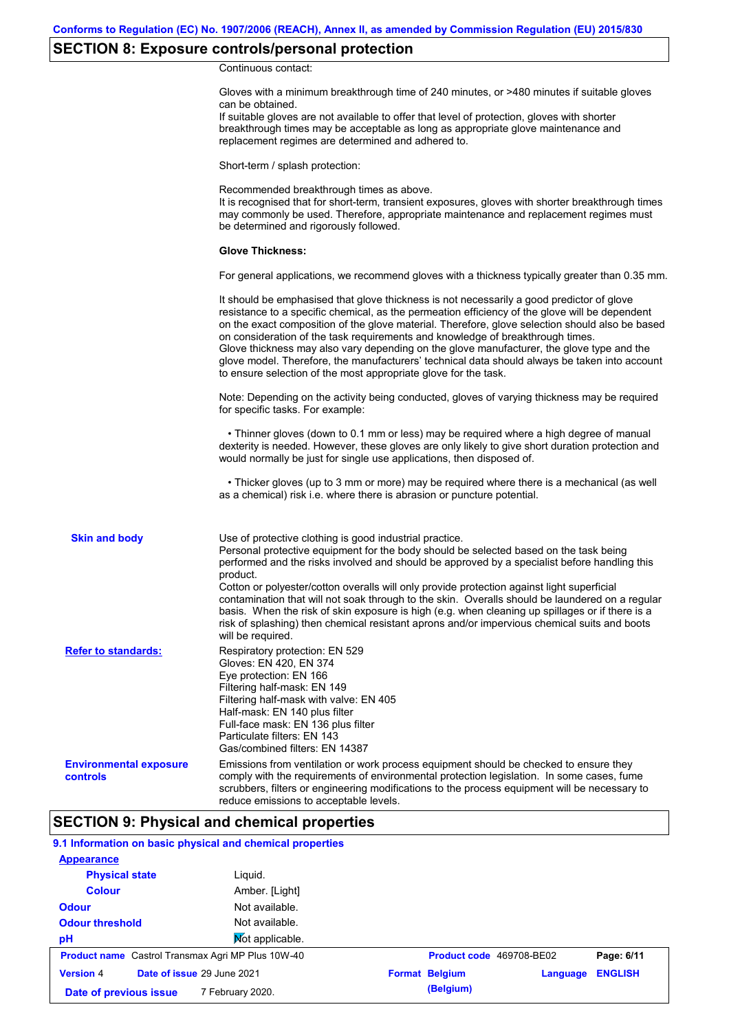## SECTION 8: Exposure controls/personal protection

Continuous contact:

Gloves with a minimum breakthrough time of 240 minutes, or >480 minutes if suitable gloves can be obtained.
If suitable gloves are not available to offer that level of protection, gloves with shorter breakthrough times may be acceptable as long as appropriate glove maintenance and replacement regimes are determined and adhered to.

Short-term / splash protection:

Recommended breakthrough times as above.
It is recognised that for short-term, transient exposures, gloves with shorter breakthrough times may commonly be used. Therefore, appropriate maintenance and replacement regimes must be determined and rigorously followed.

**Glove Thickness:**

For general applications, we recommend gloves with a thickness typically greater than 0.35 mm.

It should be emphasised that glove thickness is not necessarily a good predictor of glove resistance to a specific chemical, as the permeation efficiency of the glove will be dependent on the exact composition of the glove material. Therefore, glove selection should also be based on consideration of the task requirements and knowledge of breakthrough times.
Glove thickness may also vary depending on the glove manufacturer, the glove type and the glove model. Therefore, the manufacturers' technical data should always be taken into account to ensure selection of the most appropriate glove for the task.

Note: Depending on the activity being conducted, gloves of varying thickness may be required for specific tasks. For example:

- Thinner gloves (down to 0.1 mm or less) may be required where a high degree of manual dexterity is needed. However, these gloves are only likely to give short duration protection and would normally be just for single use applications, then disposed of.

- Thicker gloves (up to 3 mm or more) may be required where there is a mechanical (as well as a chemical) risk i.e. where there is abrasion or puncture potential.

**Skin and body**

Use of protective clothing is good industrial practice.
Personal protective equipment for the body should be selected based on the task being performed and the risks involved and should be approved by a specialist before handling this product.
Cotton or polyester/cotton overalls will only provide protection against light superficial contamination that will not soak through to the skin. Overalls should be laundered on a regular basis. When the risk of skin exposure is high (e.g. when cleaning up spillages or if there is a risk of splashing) then chemical resistant aprons and/or impervious chemical suits and boots will be required.

**Refer to standards:**

Respiratory protection: EN 529
Gloves: EN 420, EN 374
Eye protection: EN 166
Filtering half-mask: EN 149
Filtering half-mask with valve: EN 405
Half-mask: EN 140 plus filter
Full-face mask: EN 136 plus filter
Particulate filters: EN 143
Gas/combined filters: EN 14387

**Environmental exposure controls**

Emissions from ventilation or work process equipment should be checked to ensure they comply with the requirements of environmental protection legislation. In some cases, fume scrubbers, filters or engineering modifications to the process equipment will be necessary to reduce emissions to acceptable levels.

## SECTION 9: Physical and chemical properties

### 9.1 Information on basic physical and chemical properties

**Appearance**

| | |
|---|---|
| **Physical state** | Liquid. |
| **Colour** | Amber. [Light] |
| **Odour** | Not available. |
| **Odour threshold** | Not available. |
| **pH** | Not applicable. |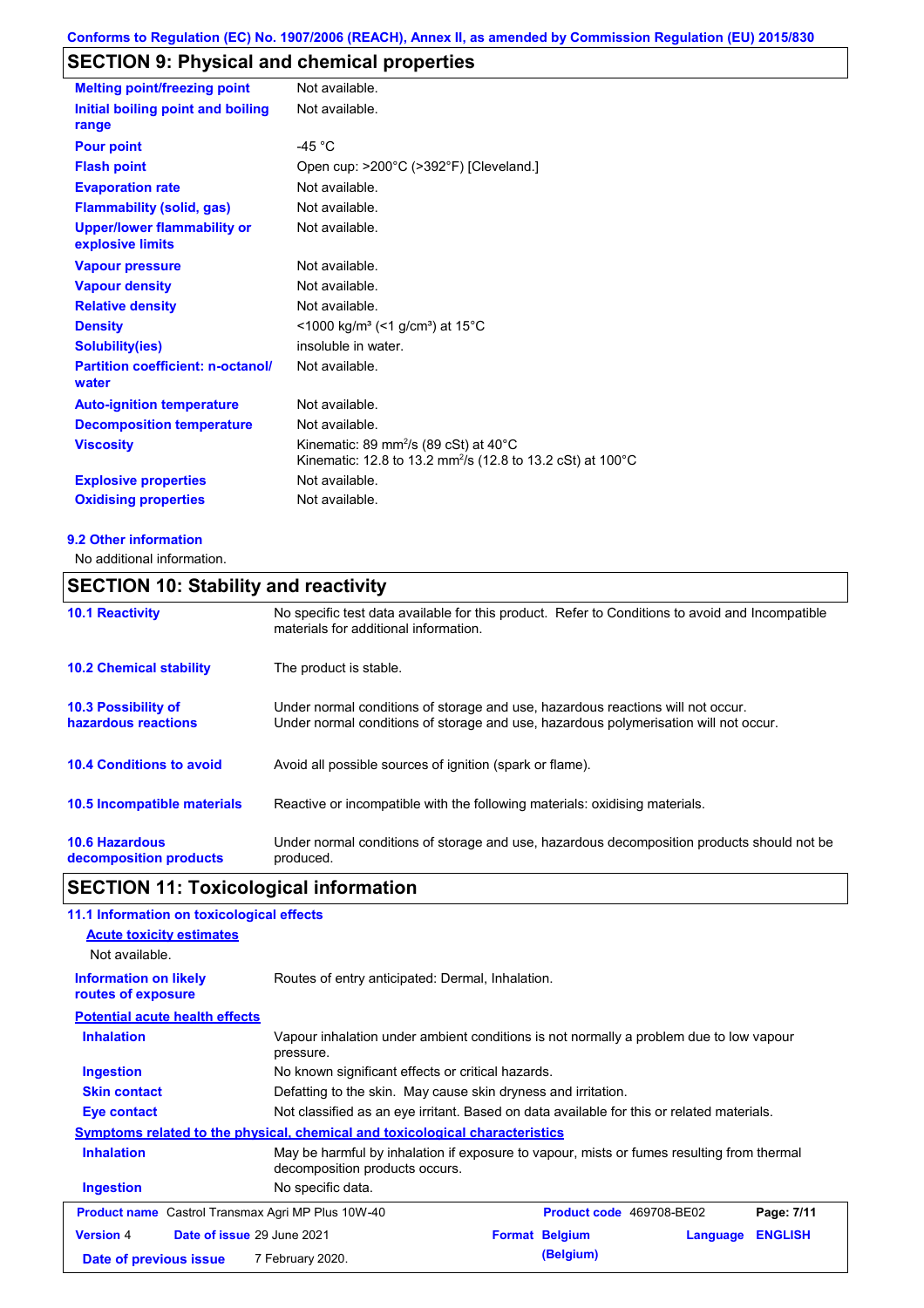## SECTION 9: Physical and chemical properties

| Property | Value |
|---|---|
| **Melting point/freezing point** | Not available. |
| **Initial boiling point and boiling range** | Not available. |
| **Pour point** | -45 °C |
| **Flash point** | Open cup: >200°C (>392°F) [Cleveland.] |
| **Evaporation rate** | Not available. |
| **Flammability (solid, gas)** | Not available. |
| **Upper/lower flammability or explosive limits** | Not available. |
| **Vapour pressure** | Not available. |
| **Vapour density** | Not available. |
| **Relative density** | Not available. |
| **Density** | <1000 kg/m³ (<1 g/cm³) at 15°C |
| **Solubility(ies)** | insoluble in water. |
| **Partition coefficient: n-octanol/ water** | Not available. |
| **Auto-ignition temperature** | Not available. |
| **Decomposition temperature** | Not available. |
| **Viscosity** | Kinematic: 89 mm²/s (89 cSt) at 40°C<br>Kinematic: 12.8 to 13.2 mm²/s (12.8 to 13.2 cSt) at 100°C |
| **Explosive properties** | Not available. |
| **Oxidising properties** | Not available. |

### 9.2 Other information

No additional information.

## SECTION 10: Stability and reactivity

| | |
|---|---|
| **10.1 Reactivity** | No specific test data available for this product. Refer to Conditions to avoid and Incompatible materials for additional information. |
| **10.2 Chemical stability** | The product is stable. |
| **10.3 Possibility of hazardous reactions** | Under normal conditions of storage and use, hazardous reactions will not occur.<br>Under normal conditions of storage and use, hazardous polymerisation will not occur. |
| **10.4 Conditions to avoid** | Avoid all possible sources of ignition (spark or flame). |
| **10.5 Incompatible materials** | Reactive or incompatible with the following materials: oxidising materials. |
| **10.6 Hazardous decomposition products** | Under normal conditions of storage and use, hazardous decomposition products should not be produced. |

## SECTION 11: Toxicological information

### 11.1 Information on toxicological effects

**Acute toxicity estimates**

Not available.

**Information on likely routes of exposure**: Routes of entry anticipated: Dermal, Inhalation.

**Potential acute health effects**

| | |
|---|---|
| **Inhalation** | Vapour inhalation under ambient conditions is not normally a problem due to low vapour pressure. |
| **Ingestion** | No known significant effects or critical hazards. |
| **Skin contact** | Defatting to the skin. May cause skin dryness and irritation. |
| **Eye contact** | Not classified as an eye irritant. Based on data available for this or related materials. |

**Symptoms related to the physical, chemical and toxicological characteristics**

| | |
|---|---|
| **Inhalation** | May be harmful by inhalation if exposure to vapour, mists or fumes resulting from thermal decomposition products occurs. |
| **Ingestion** | No specific data. |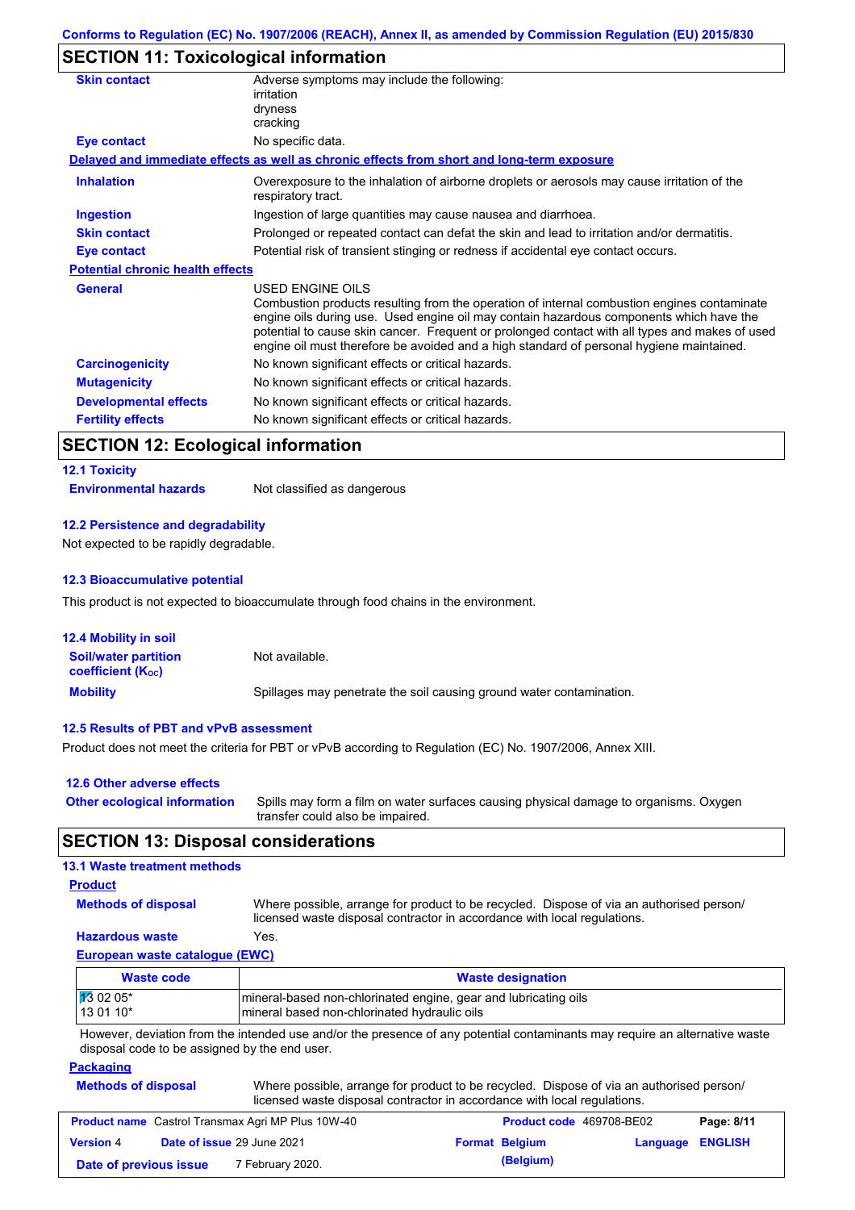## SECTION 11: Toxicological information

| | |
|---|---|
| **Skin contact** | Adverse symptoms may include the following: irritation dryness cracking |
| **Eye contact** | No specific data. |

**Delayed and immediate effects as well as chronic effects from short and long-term exposure**

| | |
|---|---|
| **Inhalation** | Overexposure to the inhalation of airborne droplets or aerosols may cause irritation of the respiratory tract. |
| **Ingestion** | Ingestion of large quantities may cause nausea and diarrhoea. |
| **Skin contact** | Prolonged or repeated contact can defat the skin and lead to irritation and/or dermatitis. |
| **Eye contact** | Potential risk of transient stinging or redness if accidental eye contact occurs. |

**Potential chronic health effects**

| | |
|---|---|
| **General** | USED ENGINE OILS<br>Combustion products resulting from the operation of internal combustion engines contaminate engine oils during use. Used engine oil may contain hazardous components which have the potential to cause skin cancer. Frequent or prolonged contact with all types and makes of used engine oil must therefore be avoided and a high standard of personal hygiene maintained. |
| **Carcinogenicity** | No known significant effects or critical hazards. |
| **Mutagenicity** | No known significant effects or critical hazards. |
| **Developmental effects** | No known significant effects or critical hazards. |
| **Fertility effects** | No known significant effects or critical hazards. |

## SECTION 12: Ecological information

### 12.1 Toxicity

**Environmental hazards** Not classified as dangerous

### 12.2 Persistence and degradability

Not expected to be rapidly degradable.

### 12.3 Bioaccumulative potential

This product is not expected to bioaccumulate through food chains in the environment.

### 12.4 Mobility in soil

| | |
|---|---|
| **Soil/water partition coefficient ($K_{OC}$)** | Not available. |
| **Mobility** | Spillages may penetrate the soil causing ground water contamination. |

### 12.5 Results of PBT and vPvB assessment

Product does not meet the criteria for PBT or vPvB according to Regulation (EC) No. 1907/2006, Annex XIII.

### 12.6 Other adverse effects

**Other ecological information** Spills may form a film on water surfaces causing physical damage to organisms. Oxygen transfer could also be impaired.

## SECTION 13: Disposal considerations

### 13.1 Waste treatment methods

**Product**

| | |
|---|---|
| **Methods of disposal** | Where possible, arrange for product to be recycled. Dispose of via an authorised person/ licensed waste disposal contractor in accordance with local regulations. |
| **Hazardous waste** | Yes. |

**European waste catalogue (EWC)**

| Waste code | Waste designation |
|---|---|
| 13 02 05* | mineral-based non-chlorinated engine, gear and lubricating oils |
| 13 01 10* | mineral based non-chlorinated hydraulic oils |

However, deviation from the intended use and/or the presence of any potential contaminants may require an alternative waste disposal code to be assigned by the end user.

**Packaging**

| | |
|---|---|
| **Methods of disposal** | Where possible, arrange for product to be recycled. Dispose of via an authorised person/ licensed waste disposal contractor in accordance with local regulations. |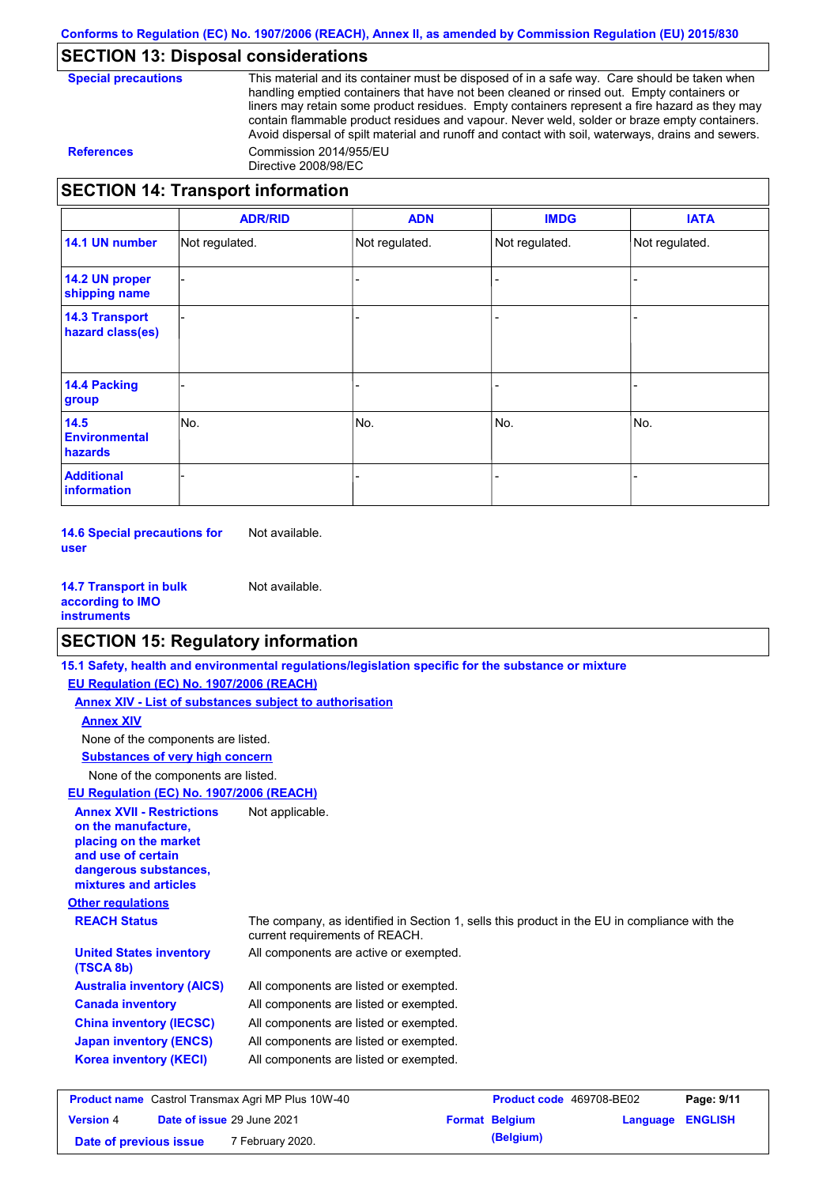## SECTION 13: Disposal considerations

**Special precautions**

This material and its container must be disposed of in a safe way. Care should be taken when handling emptied containers that have not been cleaned or rinsed out. Empty containers or liners may retain some product residues. Empty containers represent a fire hazard as they may contain flammable product residues and vapour. Never weld, solder or braze empty containers. Avoid dispersal of spilt material and runoff and contact with soil, waterways, drains and sewers.

**References**

Commission 2014/955/EU
Directive 2008/98/EC

## SECTION 14: Transport information

| | ADR/RID | ADN | IMDG | IATA |
|---|---|---|---|---|
| **14.1 UN number** | Not regulated. | Not regulated. | Not regulated. | Not regulated. |
| **14.2 UN proper shipping name** | - | - | - | - |
| **14.3 Transport hazard class(es)** | - | - | - | - |
| **14.4 Packing group** | - | - | - | - |
| **14.5 Environmental hazards** | No. | No. | No. | No. |
| **Additional information** | - | - | - | - |

**14.6 Special precautions for user** Not available.

**14.7 Transport in bulk according to IMO instruments** Not available.

## SECTION 15: Regulatory information

**15.1 Safety, health and environmental regulations/legislation specific for the substance or mixture**

**EU Regulation (EC) No. 1907/2006 (REACH)**

**Annex XIV - List of substances subject to authorisation**

**Annex XIV**

None of the components are listed.

**Substances of very high concern**

None of the components are listed.

**EU Regulation (EC) No. 1907/2006 (REACH)**

**Annex XVII - Restrictions on the manufacture, placing on the market and use of certain dangerous substances, mixtures and articles** Not applicable.

**Other regulations**

**REACH Status** The company, as identified in Section 1, sells this product in the EU in compliance with the current requirements of REACH.

**United States inventory (TSCA 8b)** All components are active or exempted.

**Australia inventory (AICS)** All components are listed or exempted.

**Canada inventory** All components are listed or exempted.

**China inventory (IECSC)** All components are listed or exempted.

**Japan inventory (ENCS)** All components are listed or exempted.

**Korea inventory (KECI)** All components are listed or exempted.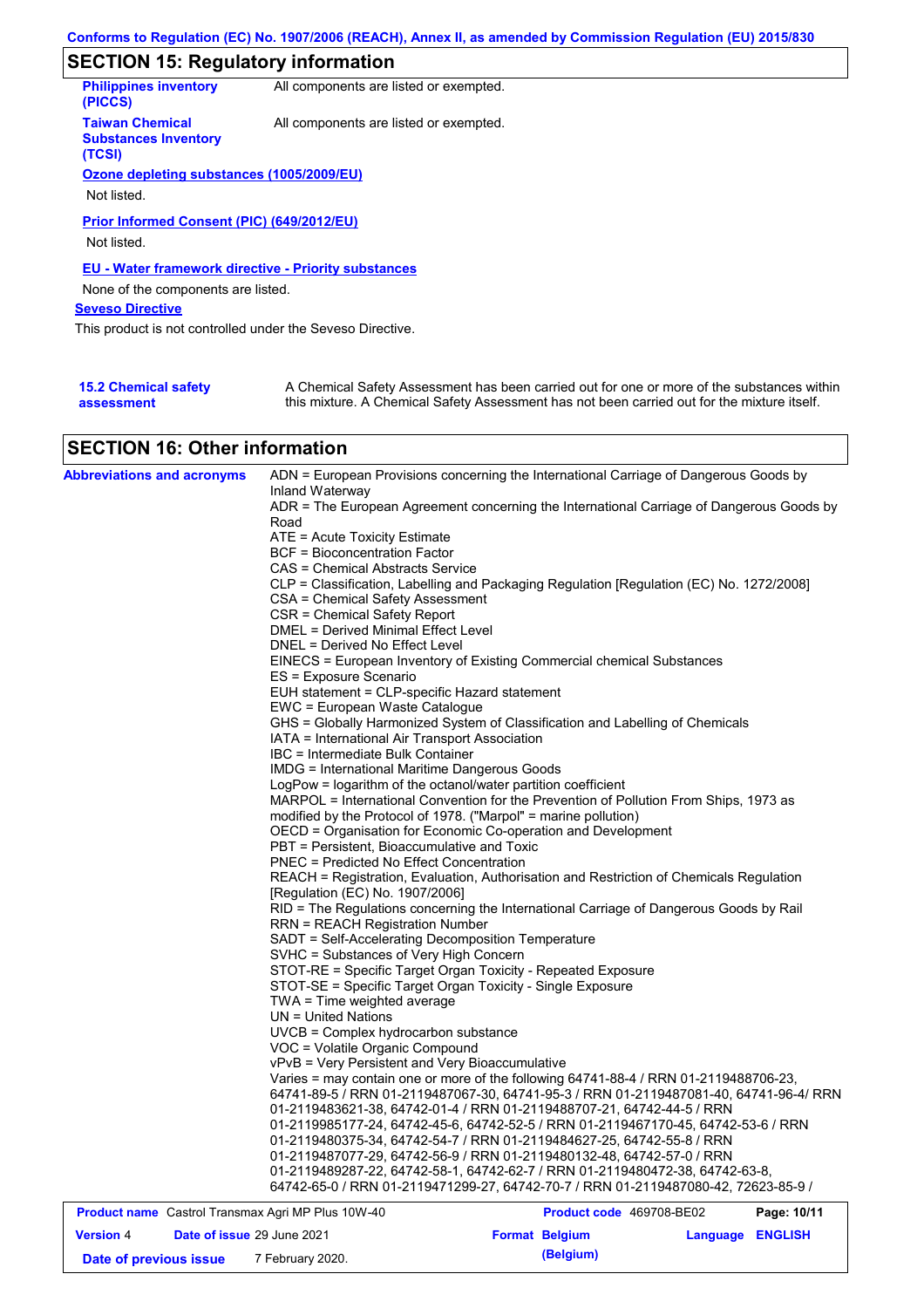## SECTION 15: Regulatory information

| | |
|---|---|
| **Philippines inventory (PICCS)** | All components are listed or exempted. |
| **Taiwan Chemical Substances Inventory (TCSI)** | All components are listed or exempted. |

**Ozone depleting substances (1005/2009/EU)**

Not listed.

**Prior Informed Consent (PIC) (649/2012/EU)**

Not listed.

**EU - Water framework directive - Priority substances**

None of the components are listed.

**Seveso Directive**

This product is not controlled under the Seveso Directive.

**15.2 Chemical safety assessment**

A Chemical Safety Assessment has been carried out for one or more of the substances within this mixture. A Chemical Safety Assessment has not been carried out for the mixture itself.

## SECTION 16: Other information

**Abbreviations and acronyms**

ADN = European Provisions concerning the International Carriage of Dangerous Goods by Inland Waterway
ADR = The European Agreement concerning the International Carriage of Dangerous Goods by Road
ATE = Acute Toxicity Estimate
BCF = Bioconcentration Factor
CAS = Chemical Abstracts Service
CLP = Classification, Labelling and Packaging Regulation [Regulation (EC) No. 1272/2008]
CSA = Chemical Safety Assessment
CSR = Chemical Safety Report
DMEL = Derived Minimal Effect Level
DNEL = Derived No Effect Level
EINECS = European Inventory of Existing Commercial chemical Substances
ES = Exposure Scenario
EUH statement = CLP-specific Hazard statement
EWC = European Waste Catalogue
GHS = Globally Harmonized System of Classification and Labelling of Chemicals
IATA = International Air Transport Association
IBC = Intermediate Bulk Container
IMDG = International Maritime Dangerous Goods
LogPow = logarithm of the octanol/water partition coefficient
MARPOL = International Convention for the Prevention of Pollution From Ships, 1973 as modified by the Protocol of 1978. ("Marpol" = marine pollution)
OECD = Organisation for Economic Co-operation and Development
PBT = Persistent, Bioaccumulative and Toxic
PNEC = Predicted No Effect Concentration
REACH = Registration, Evaluation, Authorisation and Restriction of Chemicals Regulation [Regulation (EC) No. 1907/2006]
RID = The Regulations concerning the International Carriage of Dangerous Goods by Rail
RRN = REACH Registration Number
SADT = Self-Accelerating Decomposition Temperature
SVHC = Substances of Very High Concern
STOT-RE = Specific Target Organ Toxicity - Repeated Exposure
STOT-SE = Specific Target Organ Toxicity - Single Exposure
TWA = Time weighted average
UN = United Nations
UVCB = Complex hydrocarbon substance
VOC = Volatile Organic Compound
vPvB = Very Persistent and Very Bioaccumulative
Varies = may contain one or more of the following 64741-88-4 / RRN 01-2119488706-23, 64741-89-5 / RRN 01-2119487067-30, 64741-95-3 / RRN 01-2119487081-40, 64741-96-4/ RRN 01-2119483621-38, 64742-01-4 / RRN 01-2119488707-21, 64742-44-5 / RRN 01-2119985177-24, 64742-45-6, 64742-52-5 / RRN 01-2119467170-45, 64742-53-6 / RRN 01-2119480375-34, 64742-54-7 / RRN 01-2119484627-25, 64742-55-8 / RRN 01-2119487077-29, 64742-56-9 / RRN 01-2119480132-48, 64742-57-0 / RRN 01-2119489287-22, 64742-58-1, 64742-62-7 / RRN 01-2119480472-38, 64742-63-8, 64742-65-0 / RRN 01-2119471299-27, 64742-70-7 / RRN 01-2119487080-42, 72623-85-9 /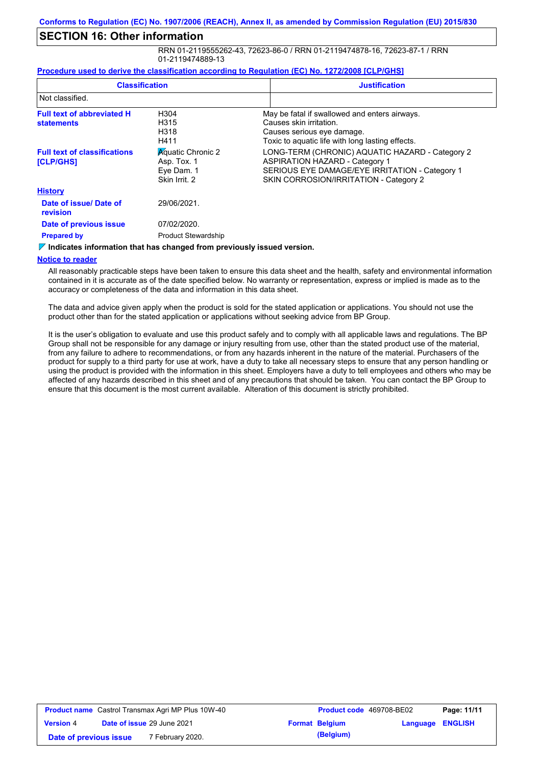Conforms to Regulation (EC) No. 1907/2006 (REACH), Annex II, as amended by Commission Regulation (EU) 2015/830

## SECTION 16: Other information

RRN 01-2119555262-43, 72623-86-0 / RRN 01-2119474878-16, 72623-87-1 / RRN 01-2119474889-13

**Procedure used to derive the classification according to Regulation (EC) No. 1272/2008 [CLP/GHS]**

| Classification | Justification |
|---|---|
| Not classified. | |

**Full text of abbreviated H statements**

| | |
|---|---|
| H304 | May be fatal if swallowed and enters airways. |
| H315 | Causes skin irritation. |
| H318 | Causes serious eye damage. |
| H411 | Toxic to aquatic life with long lasting effects. |

**Full text of classifications [CLP/GHS]**

| | |
|---|---|
| Aquatic Chronic 2 | LONG-TERM (CHRONIC) AQUATIC HAZARD - Category 2 |
| Asp. Tox. 1 | ASPIRATION HAZARD - Category 1 |
| Eye Dam. 1 | SERIOUS EYE DAMAGE/EYE IRRITATION - Category 1 |
| Skin Irrit. 2 | SKIN CORROSION/IRRITATION - Category 2 |

**History**

**Date of issue/ Date of revision** 29/06/2021.

**Date of previous issue** 07/02/2020.

**Prepared by** Product Stewardship

**Indicates information that has changed from previously issued version.**

**Notice to reader**

All reasonably practicable steps have been taken to ensure this data sheet and the health, safety and environmental information contained in it is accurate as of the date specified below. No warranty or representation, express or implied is made as to the accuracy or completeness of the data and information in this data sheet.

The data and advice given apply when the product is sold for the stated application or applications. You should not use the product other than for the stated application or applications without seeking advice from BP Group.

It is the user's obligation to evaluate and use this product safely and to comply with all applicable laws and regulations. The BP Group shall not be responsible for any damage or injury resulting from use, other than the stated product use of the material, from any failure to adhere to recommendations, or from any hazards inherent in the nature of the material. Purchasers of the product for supply to a third party for use at work, have a duty to take all necessary steps to ensure that any person handling or using the product is provided with the information in this sheet. Employers have a duty to tell employees and others who may be affected of any hazards described in this sheet and of any precautions that should be taken. You can contact the BP Group to ensure that this document is the most current available. Alteration of this document is strictly prohibited.